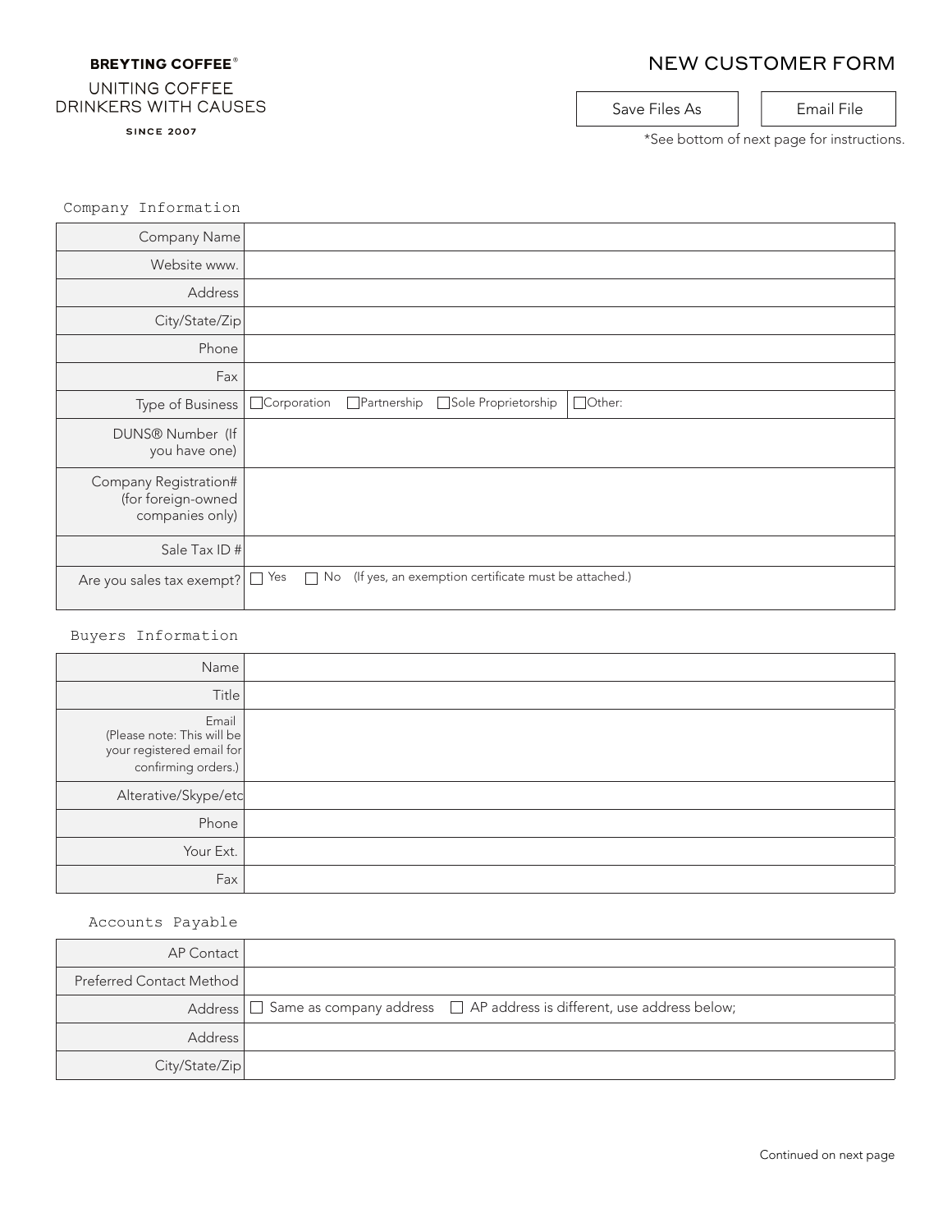**BREYTING COFFEE**®

UNITING COFFEE
DRINKERS WITH CAUSES

SINCE 2007

# NEW CUSTOMER FORM

Save Files As | Email File

*See bottom of next page for instructions.

## Company Information

| | |
|---|---|
| Company Name | |
| Website www. | |
| Address | |
| City/State/Zip | |
| Phone | |
| Fax | |
| Type of Business | ☐ Corporation ☐ Partnership ☐ Sole Proprietorship ☐ Other: |
| DUNS® Number (If you have one) | |
| Company Registration# (for foreign-owned companies only) | |
| Sale Tax ID # | |
| Are you sales tax exempt? | ☐ Yes ☐ No (If yes, an exemption certificate must be attached.) |

## Buyers Information

| | |
|---|---|
| Name | |
| Title | |
| Email (Please note: This will be your registered email for confirming orders.) | |
| Alterative/Skype/etc | |
| Phone | |
| Your Ext. | |
| Fax | |

## Accounts Payable

| | |
|---|---|
| AP Contact | |
| Preferred Contact Method | |
| Address | ☐ Same as company address ☐ AP address is different, use address below; |
| Address | |
| City/State/Zip | |

Continued on next page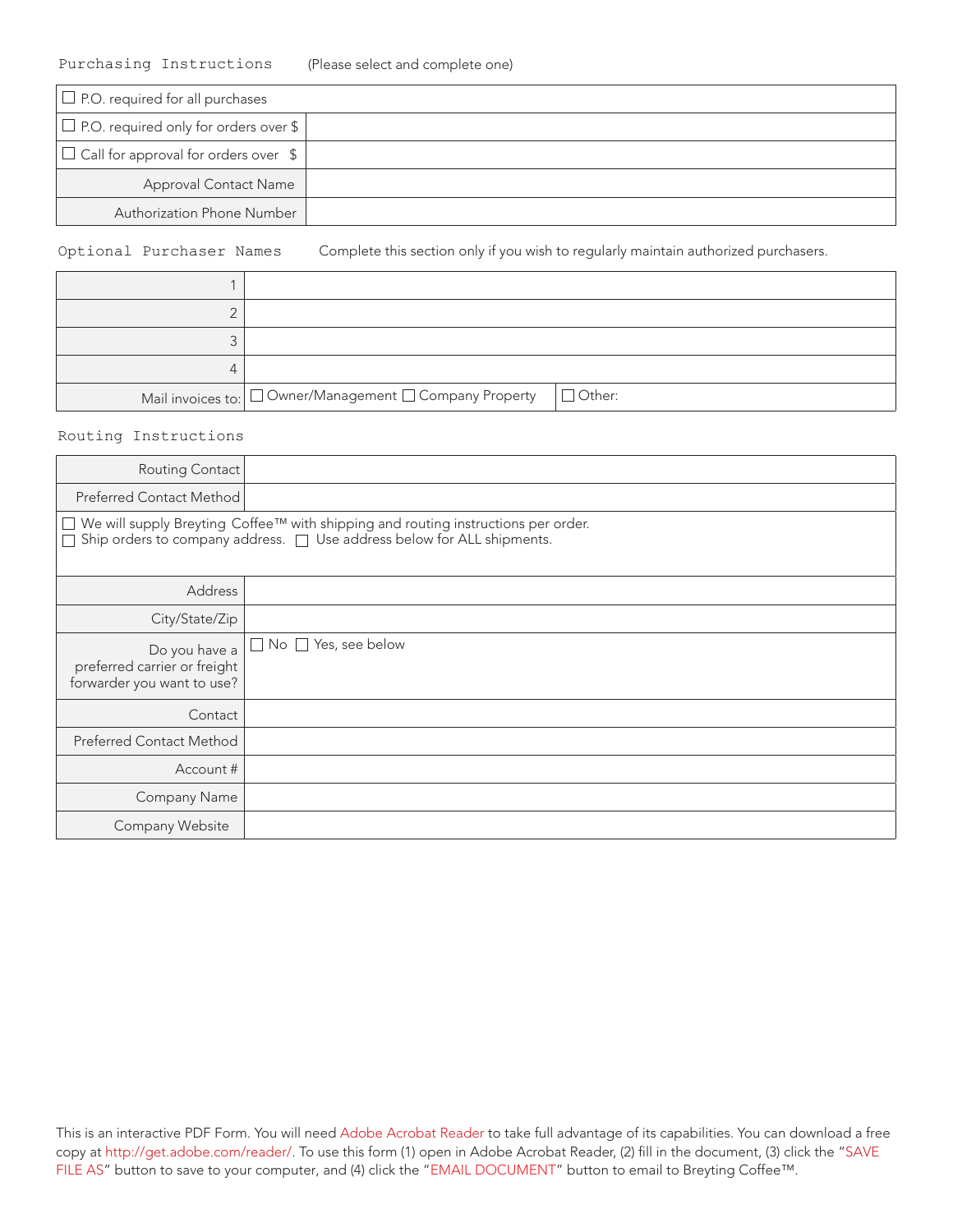## Purchasing Instructions

(Please select and complete one)

| | |
|---|---|
| ☐ P.O. required for all purchases | |
| ☐ P.O. required only for orders over $ | |
| ☐ Call for approval for orders over $ | |
| Approval Contact Name | |
| Authorization Phone Number | |

## Optional Purchaser Names

Complete this section only if you wish to regularly maintain authorized purchasers.

| | | |
|---|---|---|
| 1 | | |
| 2 | | |
| 3 | | |
| 4 | | |
| Mail invoices to: | ☐ Owner/Management ☐ Company Property | ☐ Other: |

## Routing Instructions

| | |
|---|---|
| Routing Contact | |
| Preferred Contact Method | |
| ☐ We will supply Breyting Coffee™ with shipping and routing instructions per order.<br>☐ Ship orders to company address. ☐ Use address below for ALL shipments. | |
| Address | |
| City/State/Zip | |
| Do you have a preferred carrier or freight forwarder you want to use? | ☐ No ☐ Yes, see below |
| Contact | |
| Preferred Contact Method | |
| Account # | |
| Company Name | |
| Company Website | |

This is an interactive PDF Form. You will need Adobe Acrobat Reader to take full advantage of its capabilities. You can download a free copy at http://get.adobe.com/reader/. To use this form (1) open in Adobe Acrobat Reader, (2) fill in the document, (3) click the "SAVE FILE AS" button to save to your computer, and (4) click the "EMAIL DOCUMENT" button to email to Breyting Coffee™.